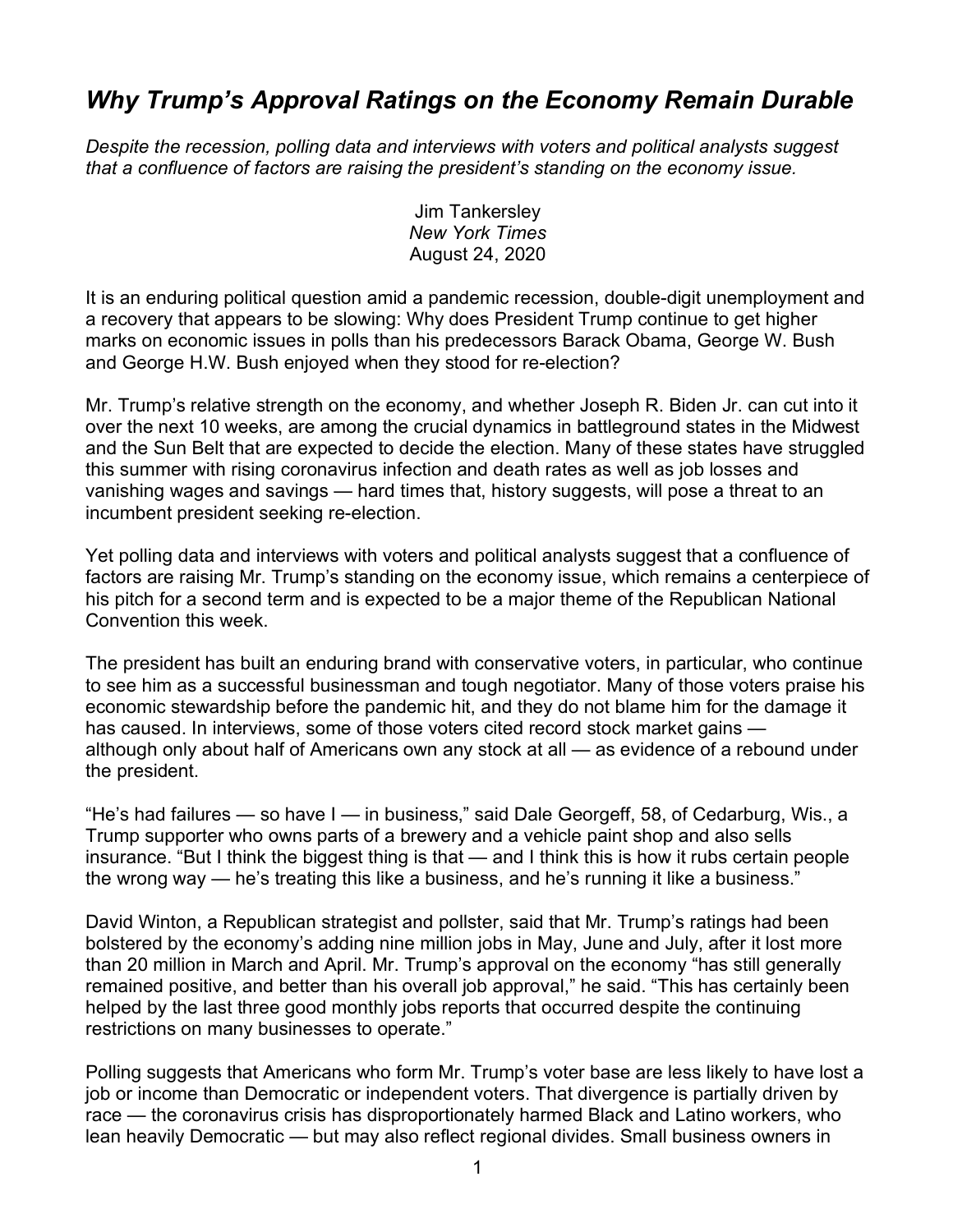# *Why Trump's Approval Ratings on the Economy Remain Durable*

*Despite the recession, polling data and interviews with voters and political analysts suggest that a confluence of factors are raising the president's standing on the economy issue.*

Jim Tankersley
*New York Times*
August 24, 2020

It is an enduring political question amid a pandemic recession, double-digit unemployment and a recovery that appears to be slowing: Why does President Trump continue to get higher marks on economic issues in polls than his predecessors Barack Obama, George W. Bush and George H.W. Bush enjoyed when they stood for re-election?

Mr. Trump's relative strength on the economy, and whether Joseph R. Biden Jr. can cut into it over the next 10 weeks, are among the crucial dynamics in battleground states in the Midwest and the Sun Belt that are expected to decide the election. Many of these states have struggled this summer with rising coronavirus infection and death rates as well as job losses and vanishing wages and savings — hard times that, history suggests, will pose a threat to an incumbent president seeking re-election.

Yet polling data and interviews with voters and political analysts suggest that a confluence of factors are raising Mr. Trump's standing on the economy issue, which remains a centerpiece of his pitch for a second term and is expected to be a major theme of the Republican National Convention this week.

The president has built an enduring brand with conservative voters, in particular, who continue to see him as a successful businessman and tough negotiator. Many of those voters praise his economic stewardship before the pandemic hit, and they do not blame him for the damage it has caused. In interviews, some of those voters cited record stock market gains — although only about half of Americans own any stock at all — as evidence of a rebound under the president.

"He's had failures — so have I — in business," said Dale Georgeff, 58, of Cedarburg, Wis., a Trump supporter who owns parts of a brewery and a vehicle paint shop and also sells insurance. "But I think the biggest thing is that — and I think this is how it rubs certain people the wrong way — he's treating this like a business, and he's running it like a business."

David Winton, a Republican strategist and pollster, said that Mr. Trump's ratings had been bolstered by the economy's adding nine million jobs in May, June and July, after it lost more than 20 million in March and April. Mr. Trump's approval on the economy "has still generally remained positive, and better than his overall job approval," he said. "This has certainly been helped by the last three good monthly jobs reports that occurred despite the continuing restrictions on many businesses to operate."

Polling suggests that Americans who form Mr. Trump's voter base are less likely to have lost a job or income than Democratic or independent voters. That divergence is partially driven by race — the coronavirus crisis has disproportionately harmed Black and Latino workers, who lean heavily Democratic — but may also reflect regional divides. Small business owners in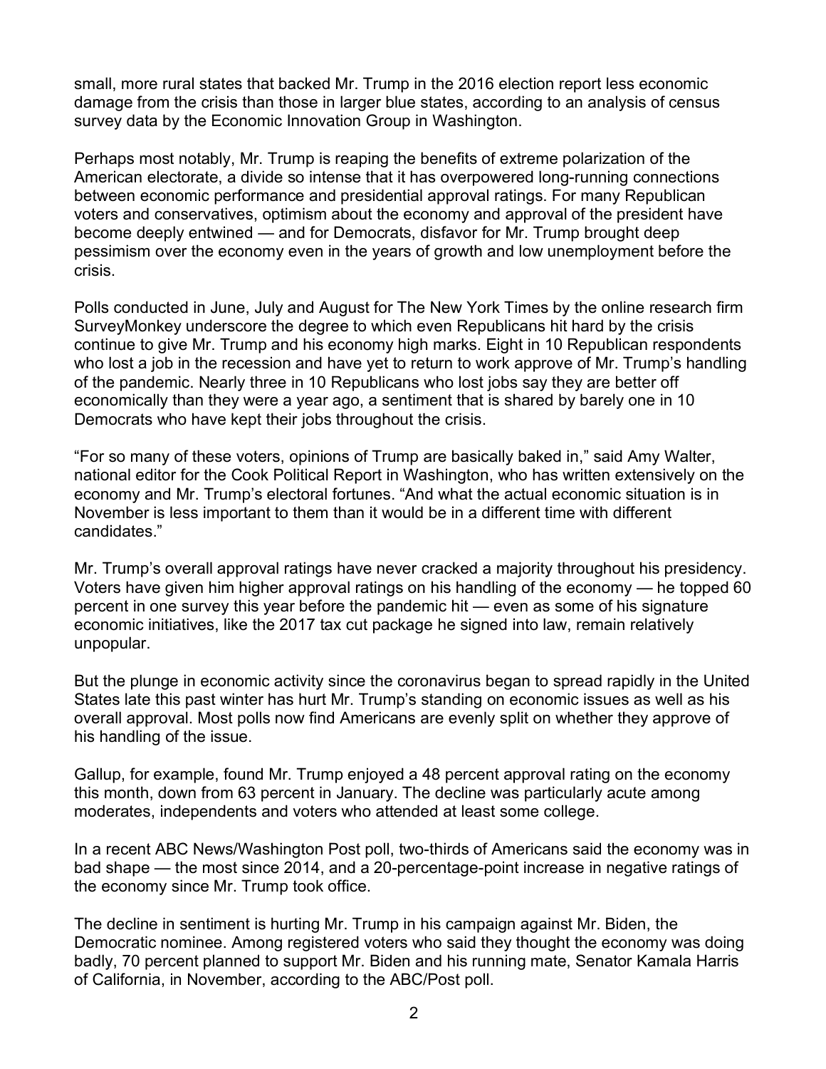small, more rural states that backed Mr. Trump in the 2016 election report less economic damage from the crisis than those in larger blue states, according to an analysis of census survey data by the Economic Innovation Group in Washington.

Perhaps most notably, Mr. Trump is reaping the benefits of extreme polarization of the American electorate, a divide so intense that it has overpowered long-running connections between economic performance and presidential approval ratings. For many Republican voters and conservatives, optimism about the economy and approval of the president have become deeply entwined — and for Democrats, disfavor for Mr. Trump brought deep pessimism over the economy even in the years of growth and low unemployment before the crisis.

Polls conducted in June, July and August for The New York Times by the online research firm SurveyMonkey underscore the degree to which even Republicans hit hard by the crisis continue to give Mr. Trump and his economy high marks. Eight in 10 Republican respondents who lost a job in the recession and have yet to return to work approve of Mr. Trump's handling of the pandemic. Nearly three in 10 Republicans who lost jobs say they are better off economically than they were a year ago, a sentiment that is shared by barely one in 10 Democrats who have kept their jobs throughout the crisis.

"For so many of these voters, opinions of Trump are basically baked in," said Amy Walter, national editor for the Cook Political Report in Washington, who has written extensively on the economy and Mr. Trump's electoral fortunes. "And what the actual economic situation is in November is less important to them than it would be in a different time with different candidates."

Mr. Trump's overall approval ratings have never cracked a majority throughout his presidency. Voters have given him higher approval ratings on his handling of the economy — he topped 60 percent in one survey this year before the pandemic hit — even as some of his signature economic initiatives, like the 2017 tax cut package he signed into law, remain relatively unpopular.

But the plunge in economic activity since the coronavirus began to spread rapidly in the United States late this past winter has hurt Mr. Trump's standing on economic issues as well as his overall approval. Most polls now find Americans are evenly split on whether they approve of his handling of the issue.

Gallup, for example, found Mr. Trump enjoyed a 48 percent approval rating on the economy this month, down from 63 percent in January. The decline was particularly acute among moderates, independents and voters who attended at least some college.

In a recent ABC News/Washington Post poll, two-thirds of Americans said the economy was in bad shape — the most since 2014, and a 20-percentage-point increase in negative ratings of the economy since Mr. Trump took office.

The decline in sentiment is hurting Mr. Trump in his campaign against Mr. Biden, the Democratic nominee. Among registered voters who said they thought the economy was doing badly, 70 percent planned to support Mr. Biden and his running mate, Senator Kamala Harris of California, in November, according to the ABC/Post poll.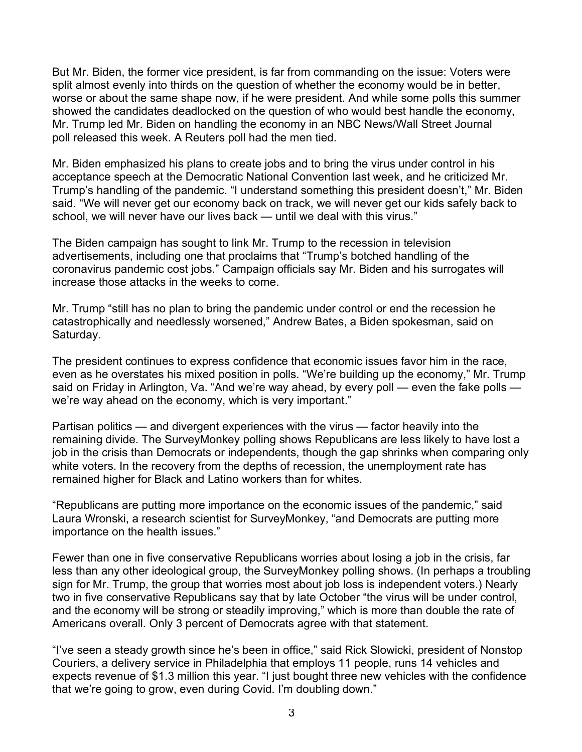But Mr. Biden, the former vice president, is far from commanding on the issue: Voters were split almost evenly into thirds on the question of whether the economy would be in better, worse or about the same shape now, if he were president. And while some polls this summer showed the candidates deadlocked on the question of who would best handle the economy, Mr. Trump led Mr. Biden on handling the economy in an NBC News/Wall Street Journal poll released this week. A Reuters poll had the men tied.

Mr. Biden emphasized his plans to create jobs and to bring the virus under control in his acceptance speech at the Democratic National Convention last week, and he criticized Mr. Trump's handling of the pandemic. "I understand something this president doesn't," Mr. Biden said. "We will never get our economy back on track, we will never get our kids safely back to school, we will never have our lives back — until we deal with this virus."

The Biden campaign has sought to link Mr. Trump to the recession in television advertisements, including one that proclaims that "Trump's botched handling of the coronavirus pandemic cost jobs." Campaign officials say Mr. Biden and his surrogates will increase those attacks in the weeks to come.

Mr. Trump "still has no plan to bring the pandemic under control or end the recession he catastrophically and needlessly worsened," Andrew Bates, a Biden spokesman, said on Saturday.

The president continues to express confidence that economic issues favor him in the race, even as he overstates his mixed position in polls. "We're building up the economy," Mr. Trump said on Friday in Arlington, Va. "And we're way ahead, by every poll — even the fake polls — we're way ahead on the economy, which is very important."

Partisan politics — and divergent experiences with the virus — factor heavily into the remaining divide. The SurveyMonkey polling shows Republicans are less likely to have lost a job in the crisis than Democrats or independents, though the gap shrinks when comparing only white voters. In the recovery from the depths of recession, the unemployment rate has remained higher for Black and Latino workers than for whites.

"Republicans are putting more importance on the economic issues of the pandemic," said Laura Wronski, a research scientist for SurveyMonkey, "and Democrats are putting more importance on the health issues."

Fewer than one in five conservative Republicans worries about losing a job in the crisis, far less than any other ideological group, the SurveyMonkey polling shows. (In perhaps a troubling sign for Mr. Trump, the group that worries most about job loss is independent voters.) Nearly two in five conservative Republicans say that by late October "the virus will be under control, and the economy will be strong or steadily improving," which is more than double the rate of Americans overall. Only 3 percent of Democrats agree with that statement.

"I've seen a steady growth since he's been in office," said Rick Slowicki, president of Nonstop Couriers, a delivery service in Philadelphia that employs 11 people, runs 14 vehicles and expects revenue of $1.3 million this year. "I just bought three new vehicles with the confidence that we're going to grow, even during Covid. I'm doubling down."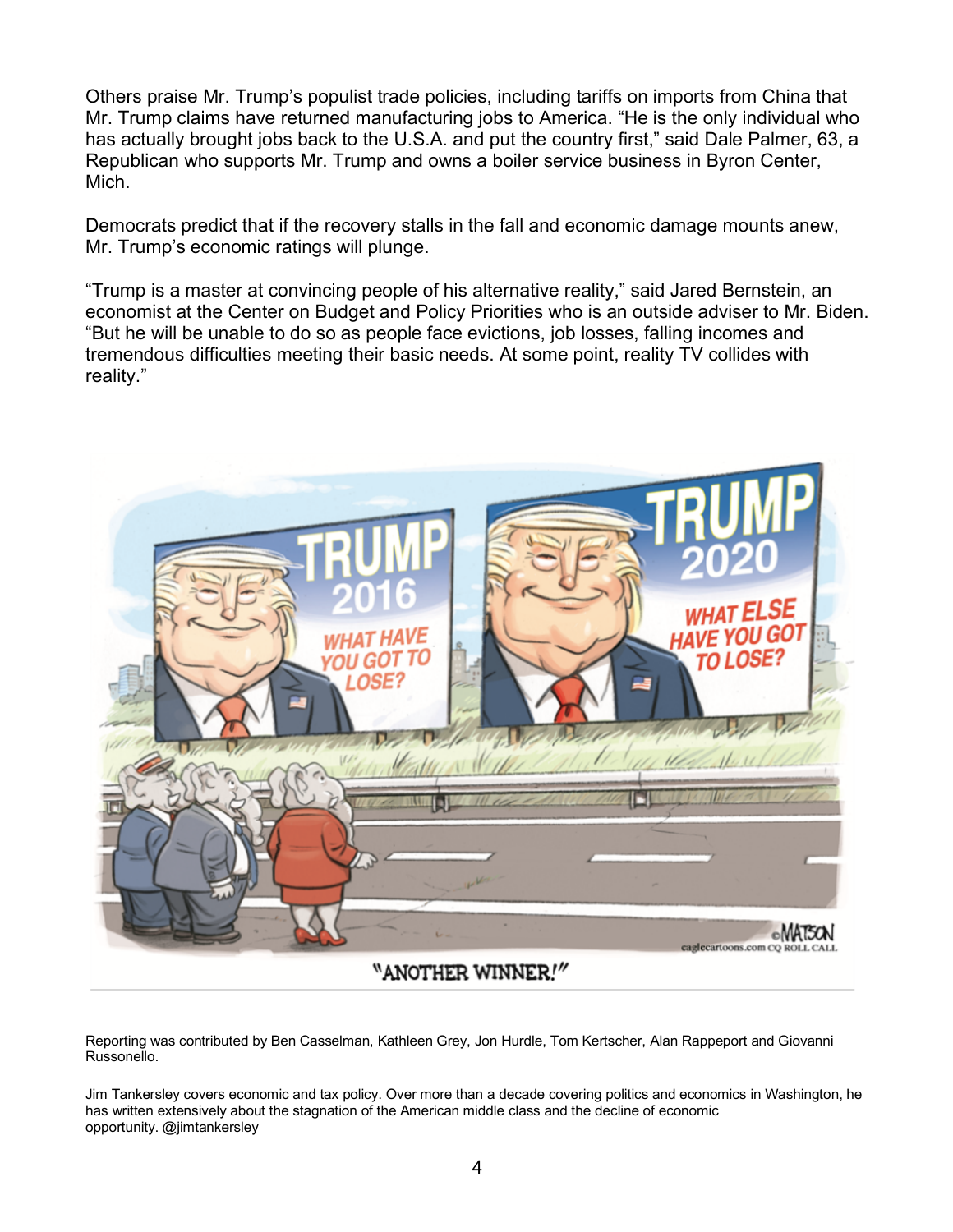Others praise Mr. Trump's populist trade policies, including tariffs on imports from China that Mr. Trump claims have returned manufacturing jobs to America. "He is the only individual who has actually brought jobs back to the U.S.A. and put the country first," said Dale Palmer, 63, a Republican who supports Mr. Trump and owns a boiler service business in Byron Center, Mich.

Democrats predict that if the recovery stalls in the fall and economic damage mounts anew, Mr. Trump's economic ratings will plunge.

"Trump is a master at convincing people of his alternative reality," said Jared Bernstein, an economist at the Center on Budget and Policy Priorities who is an outside adviser to Mr. Biden. "But he will be unable to do so as people face evictions, job losses, falling incomes and tremendous difficulties meeting their basic needs. At some point, reality TV collides with reality."

"ANOTHER WINNER!"

Reporting was contributed by Ben Casselman, Kathleen Grey, Jon Hurdle, Tom Kertscher, Alan Rappeport and Giovanni Russonello.

Jim Tankersley covers economic and tax policy. Over more than a decade covering politics and economics in Washington, he has written extensively about the stagnation of the American middle class and the decline of economic opportunity. @jimtankersley